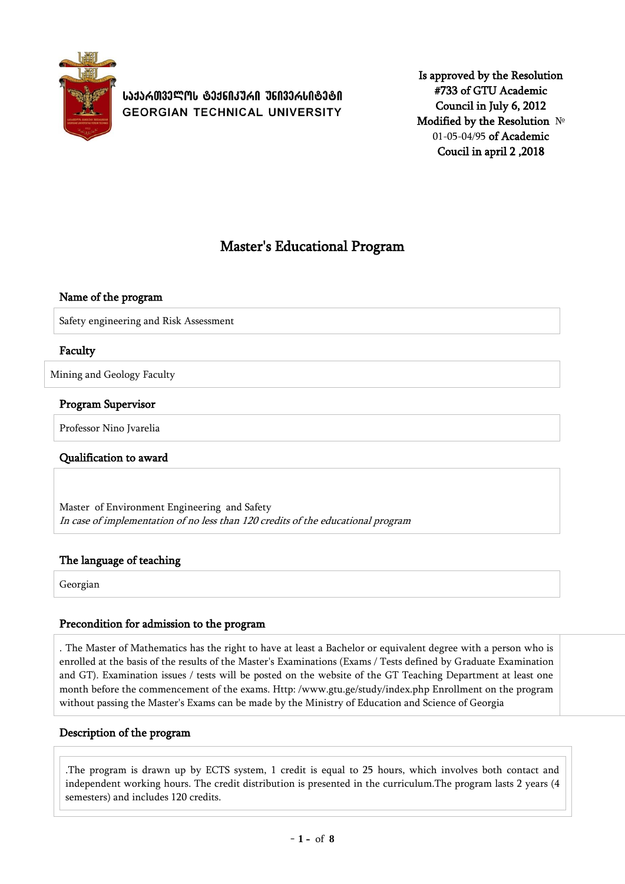საქართველოს ტექნიკური უნივერსიტეტი
GEORGIAN TECHNICAL UNIVERSITY

Is approved by the Resolution #733 of GTU Academic Council in July 6, 2012
Modified by the Resolution № 01-05-04/95 of Academic Coucil in april 2 ,2018

# Master's Educational Program

### Name of the program

Safety engineering and Risk Assessment

### Faculty

Mining and Geology Faculty

### Program Supervisor

Professor Nino Jvarelia

### Qualification to award

Master of Environment Engineering and Safety
*In case of implementation of no less than 120 credits of the educational program*

### The language of teaching

Georgian

### Precondition for admission to the program

. The Master of Mathematics has the right to have at least a Bachelor or equivalent degree with a person who is enrolled at the basis of the results of the Master's Examinations (Exams / Tests defined by Graduate Examination and GT). Examination issues / tests will be posted on the website of the GT Teaching Department at least one month before the commencement of the exams. Http: /www.gtu.ge/study/index.php Enrollment on the program without passing the Master's Exams can be made by the Ministry of Education and Science of Georgia

### Description of the program

.The program is drawn up by ECTS system, 1 credit is equal to 25 hours, which involves both contact and independent working hours. The credit distribution is presented in the curriculum.The program lasts 2 years (4 semesters) and includes 120 credits.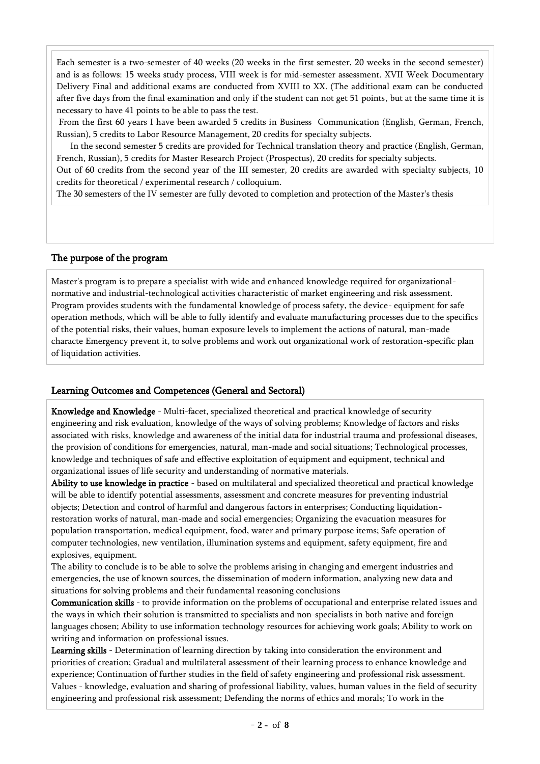Each semester is a two-semester of 40 weeks (20 weeks in the first semester, 20 weeks in the second semester) and is as follows: 15 weeks study process, VIII week is for mid-semester assessment. XVII Week Documentary Delivery Final and additional exams are conducted from XVIII to XX. (The additional exam can be conducted after five days from the final examination and only if the student can not get 51 points, but at the same time it is necessary to have 41 points to be able to pass the test.

From the first 60 years I have been awarded 5 credits in Business Communication (English, German, French, Russian), 5 credits to Labor Resource Management, 20 credits for specialty subjects.

In the second semester 5 credits are provided for Technical translation theory and practice (English, German, French, Russian), 5 credits for Master Research Project (Prospectus), 20 credits for specialty subjects.

Out of 60 credits from the second year of the III semester, 20 credits are awarded with specialty subjects, 10 credits for theoretical / experimental research / colloquium.

The 30 semesters of the IV semester are fully devoted to completion and protection of the Master's thesis

## The purpose of the program

Master's program is to prepare a specialist with wide and enhanced knowledge required for organizational-normative and industrial-technological activities characteristic of market engineering and risk assessment. Program provides students with the fundamental knowledge of process safety, the device- equipment for safe operation methods, which will be able to fully identify and evaluate manufacturing processes due to the specifics of the potential risks, their values, human exposure levels to implement the actions of natural, man-made characte Emergency prevent it, to solve problems and work out organizational work of restoration-specific plan of liquidation activities.

## Learning Outcomes and Competences (General and Sectoral)

**Knowledge and Knowledge** - Multi-facet, specialized theoretical and practical knowledge of security engineering and risk evaluation, knowledge of the ways of solving problems; Knowledge of factors and risks associated with risks, knowledge and awareness of the initial data for industrial trauma and professional diseases, the provision of conditions for emergencies, natural, man-made and social situations; Technological processes, knowledge and techniques of safe and effective exploitation of equipment and equipment, technical and organizational issues of life security and understanding of normative materials.

**Ability to use knowledge in practice** - based on multilateral and specialized theoretical and practical knowledge will be able to identify potential assessments, assessment and concrete measures for preventing industrial objects; Detection and control of harmful and dangerous factors in enterprises; Conducting liquidation-restoration works of natural, man-made and social emergencies; Organizing the evacuation measures for population transportation, medical equipment, food, water and primary purpose items; Safe operation of computer technologies, new ventilation, illumination systems and equipment, safety equipment, fire and explosives, equipment.

The ability to conclude is to be able to solve the problems arising in changing and emergent industries and emergencies, the use of known sources, the dissemination of modern information, analyzing new data and situations for solving problems and their fundamental reasoning conclusions

**Communication skills** - to provide information on the problems of occupational and enterprise related issues and the ways in which their solution is transmitted to specialists and non-specialists in both native and foreign languages chosen; Ability to use information technology resources for achieving work goals; Ability to work on writing and information on professional issues.

**Learning skills** - Determination of learning direction by taking into consideration the environment and priorities of creation; Gradual and multilateral assessment of their learning process to enhance knowledge and experience; Continuation of further studies in the field of safety engineering and professional risk assessment.

Values - knowledge, evaluation and sharing of professional liability, values, human values in the field of security engineering and professional risk assessment; Defending the norms of ethics and morals; To work in the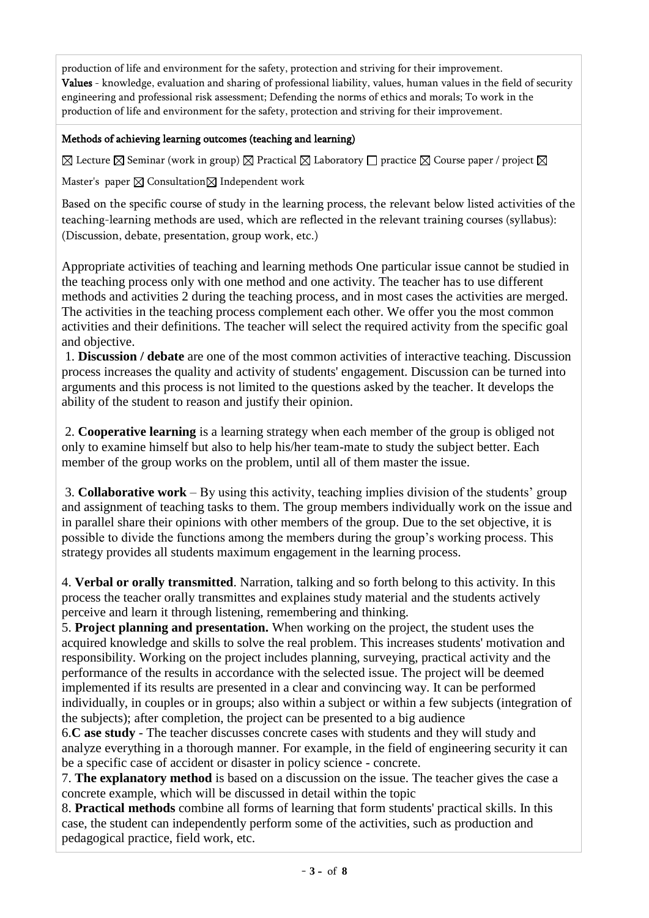production of life and environment for the safety, protection and striving for their improvement.
**Values** - knowledge, evaluation and sharing of professional liability, values, human values in the field of security engineering and professional risk assessment; Defending the norms of ethics and morals; To work in the production of life and environment for the safety, protection and striving for their improvement.

**Methods of achieving learning outcomes (teaching and learning)**

☒ Lecture ☒ Seminar (work in group) ☒ Practical ☒ Laboratory ☐ practice ☒ Course paper / project ☒ Master's paper ☒ Consultation☒ Independent work

Based on the specific course of study in the learning process, the relevant below listed activities of the teaching-learning methods are used, which are reflected in the relevant training courses (syllabus): (Discussion, debate, presentation, group work, etc.)

Appropriate activities of teaching and learning methods One particular issue cannot be studied in the teaching process only with one method and one activity. The teacher has to use different methods and activities 2 during the teaching process, and in most cases the activities are merged. The activities in the teaching process complement each other. We offer you the most common activities and their definitions. The teacher will select the required activity from the specific goal and objective.

1. **Discussion / debate** are one of the most common activities of interactive teaching. Discussion process increases the quality and activity of students' engagement. Discussion can be turned into arguments and this process is not limited to the questions asked by the teacher. It develops the ability of the student to reason and justify their opinion.

2. **Cooperative learning** is a learning strategy when each member of the group is obliged not only to examine himself but also to help his/her team-mate to study the subject better. Each member of the group works on the problem, until all of them master the issue.

3. **Collaborative work** – By using this activity, teaching implies division of the students' group and assignment of teaching tasks to them. The group members individually work on the issue and in parallel share their opinions with other members of the group. Due to the set objective, it is possible to divide the functions among the members during the group's working process. This strategy provides all students maximum engagement in the learning process.

4. **Verbal or orally transmitted**. Narration, talking and so forth belong to this activity. In this process the teacher orally transmittes and explaines study material and the students actively perceive and learn it through listening, remembering and thinking.

5. **Project planning and presentation.** When working on the project, the student uses the acquired knowledge and skills to solve the real problem. This increases students' motivation and responsibility. Working on the project includes planning, surveying, practical activity and the performance of the results in accordance with the selected issue. The project will be deemed implemented if its results are presented in a clear and convincing way. It can be performed individually, in couples or in groups; also within a subject or within a few subjects (integration of the subjects); after completion, the project can be presented to a big audience

6. **C ase study** - The teacher discusses concrete cases with students and they will study and analyze everything in a thorough manner. For example, in the field of engineering security it can be a specific case of accident or disaster in policy science - concrete.

7. **The explanatory method** is based on a discussion on the issue. The teacher gives the case a concrete example, which will be discussed in detail within the topic

8. **Practical methods** combine all forms of learning that form students' practical skills. In this case, the student can independently perform some of the activities, such as production and pedagogical practice, field work, etc.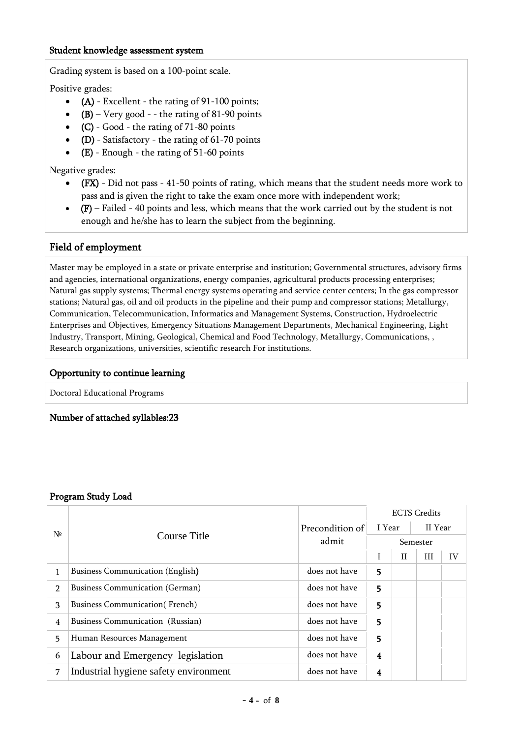### Student knowledge assessment system

Grading system is based on a 100-point scale.

Positive grades:

- **(A)** - Excellent - the rating of 91-100 points;
- **(B)** – Very good - - the rating of 81-90 points
- **(C)** - Good - the rating of 71-80 points
- **(D)** - Satisfactory - the rating of 61-70 points
- **(E)** - Enough - the rating of 51-60 points

Negative grades:

- **(FX)** - Did not pass - 41-50 points of rating, which means that the student needs more work to pass and is given the right to take the exam once more with independent work;
- **(F)** – Failed - 40 points and less, which means that the work carried out by the student is not enough and he/she has to learn the subject from the beginning.

## Field of employment

Master may be employed in a state or private enterprise and institution; Governmental structures, advisory firms and agencies, international organizations, energy companies, agricultural products processing enterprises; Natural gas supply systems; Thermal energy systems operating and service center centers; In the gas compressor stations; Natural gas, oil and oil products in the pipeline and their pump and compressor stations; Metallurgy, Communication, Telecommunication, Informatics and Management Systems, Construction, Hydroelectric Enterprises and Objectives, Emergency Situations Management Departments, Mechanical Engineering, Light Industry, Transport, Mining, Geological, Chemical and Food Technology, Metallurgy, Communications, , Research organizations, universities, scientific research For institutions.

### Opportunity to continue learning

Doctoral Educational Programs

### Number of attached syllables:23

### Program Study Load

| № | Course Title | Precondition of admit | ECTS Credits | | | |
|---|---|---|---|---|---|---|
| | | | I Year | | II Year | |
| | | | Semester | | | |
| | | | I | II | III | IV |
| 1 | Business Communication (English) | does not have | **5** | | | |
| 2 | Business Communication (German) | does not have | **5** | | | |
| 3 | Business Communication( French) | does not have | **5** | | | |
| 4 | Business Communication (Russian) | does not have | **5** | | | |
| 5 | Human Resources Management | does not have | **5** | | | |
| 6 | Labour and Emergency legislation | does not have | **4** | | | |
| 7 | Industrial hygiene safety environment | does not have | **4** | | | |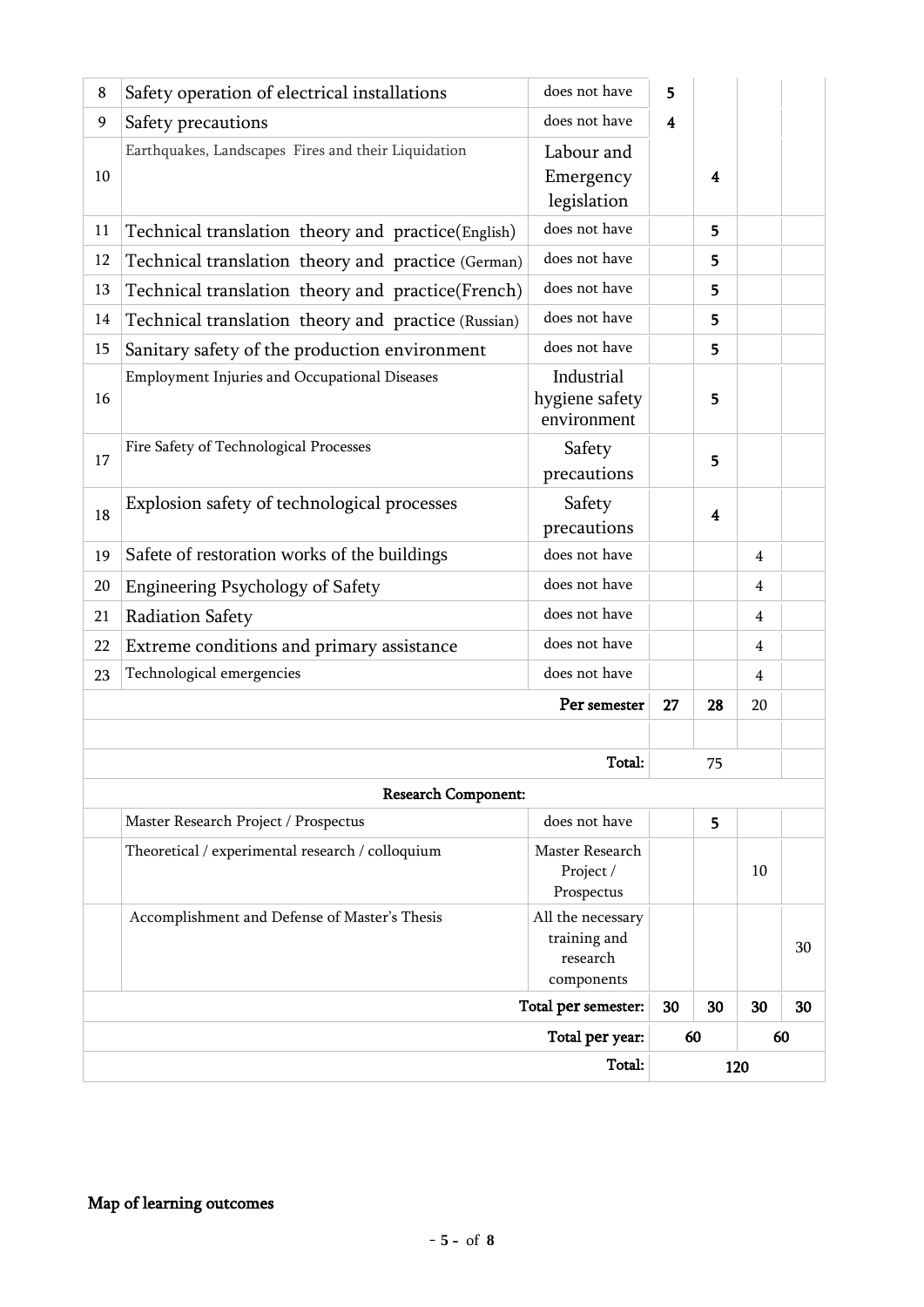| 8 | Safety operation of electrical installations | does not have | 5 | | | |
|---|---|---|---|---|---|---|
| 9 | Safety precautions | does not have | 4 | | | |
| 10 | Earthquakes, Landscapes Fires and their Liquidation | Labour and Emergency legislation | | 4 | | |
| 11 | Technical translation theory and practice(English) | does not have | | 5 | | |
| 12 | Technical translation theory and practice (German) | does not have | | 5 | | |
| 13 | Technical translation theory and practice(French) | does not have | | 5 | | |
| 14 | Technical translation theory and practice (Russian) | does not have | | 5 | | |
| 15 | Sanitary safety of the production environment | does not have | | 5 | | |
| 16 | Employment Injuries and Occupational Diseases | Industrial hygiene safety environment | | 5 | | |
| 17 | Fire Safety of Technological Processes | Safety precautions | | 5 | | |
| 18 | Explosion safety of technological processes | Safety precautions | | 4 | | |
| 19 | Safete of restoration works of the buildings | does not have | | | 4 | |
| 20 | Engineering Psychology of Safety | does not have | | | 4 | |
| 21 | Radiation Safety | does not have | | | 4 | |
| 22 | Extreme conditions and primary assistance | does not have | | | 4 | |
| 23 | Technological emergencies | does not have | | | 4 | |
| | | **Per semester** | **27** | **28** | 20 | |
| | | | | | | |
| | | **Total:** | | 75 | | |
| | **Research Component:** | | | | | |
| | Master Research Project / Prospectus | does not have | | 5 | | |
| | Theoretical / experimental research / colloquium | Master Research Project / Prospectus | | | 10 | |
| | Accomplishment and Defense of Master's Thesis | All the necessary training and research components | | | | 30 |
| | | **Total per semester:** | **30** | **30** | **30** | **30** |
| | | **Total per year:** | **60** | | **60** | |
| | | **Total:** | **120** | | | |

**Map of learning outcomes**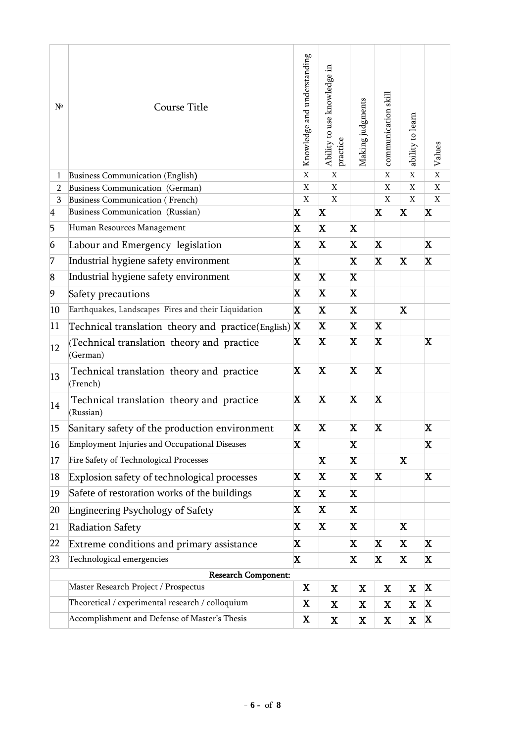| № | Course Title | Knowledge and understanding | Ability to use knowledge in practice | Making judgments | communication skill | ability to learn | Values |
|---|---|---|---|---|---|---|---|
| 1 | Business Communication (English) | X | X | | X | X | X |
| 2 | Business Communication (German) | X | X | | X | X | X |
| 3 | Business Communication ( French) | X | X | | X | X | X |
| 4 | Business Communication (Russian) | X | X | | X | X | X |
| 5 | Human Resources Management | X | X | X | | | |
| 6 | Labour and Emergency legislation | X | X | X | X | | X |
| 7 | Industrial hygiene safety environment | X | | X | X | X | X |
| 8 | Industrial hygiene safety environment | X | X | X | | | |
| 9 | Safety precautions | X | X | X | | | |
| 10 | Earthquakes, Landscapes Fires and their Liquidation | X | X | X | | X | |
| 11 | Technical translation theory and practice(English) | X | X | X | X | | |
| 12 | (Technical translation theory and practice (German) | X | X | X | X | | X |
| 13 | Technical translation theory and practice (French) | X | X | X | X | | |
| 14 | Technical translation theory and practice (Russian) | X | X | X | X | | |
| 15 | Sanitary safety of the production environment | X | X | X | X | | X |
| 16 | Employment Injuries and Occupational Diseases | X | | X | | | X |
| 17 | Fire Safety of Technological Processes | | X | X | | X | |
| 18 | Explosion safety of technological processes | X | X | X | X | | X |
| 19 | Safete of restoration works of the buildings | X | X | X | | | |
| 20 | Engineering Psychology of Safety | X | X | X | | | |
| 21 | Radiation Safety | X | X | X | | X | |
| 22 | Extreme conditions and primary assistance | X | | X | X | X | X |
| 23 | Technological emergencies | X | | X | X | X | X |
| | **Research Component:** | | | | | | |
| | Master Research Project / Prospectus | X | X | X | X | X | X |
| | Theoretical / experimental research / colloquium | X | X | X | X | X | X |
| | Accomplishment and Defense of Master's Thesis | X | X | X | X | X | X |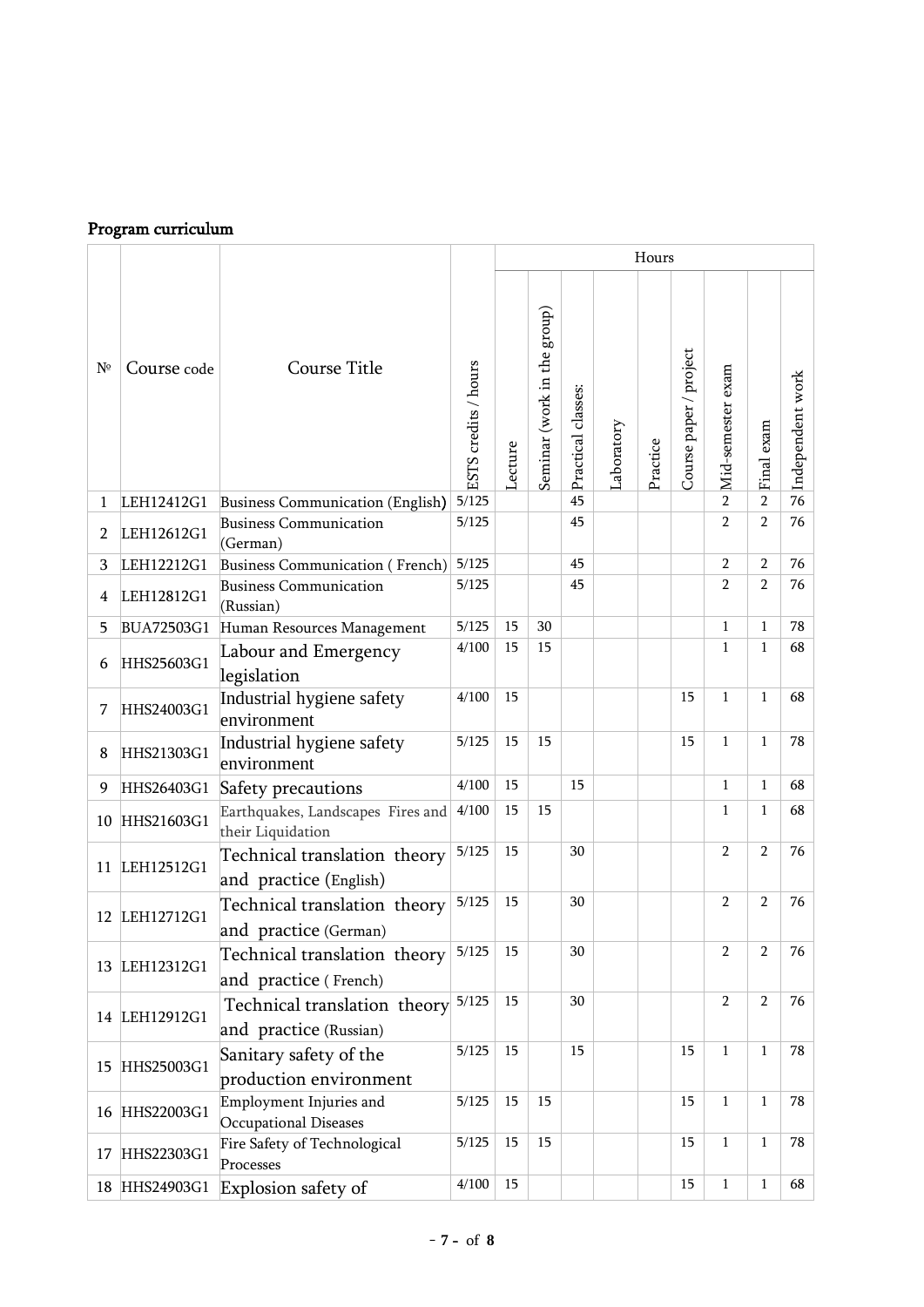**Program curriculum**

| № | Course code | Course Title | ESTS credits / hours | Hours | | | | | | | | |
|---|---|---|---|---|---|---|---|---|---|---|---|---|
| | | | | Lecture | Seminar (work in the group) | Practical classes: | Laboratory | Practice | Course paper / project | Mid-semester exam | Final exam | Independent work |
| 1 | LEH12412G1 | Business Communication (English) | 5/125 | | | 45 | | | | 2 | 2 | 76 |
| 2 | LEH12612G1 | Business Communication (German) | 5/125 | | | 45 | | | | 2 | 2 | 76 |
| 3 | LEH12212G1 | Business Communication ( French) | 5/125 | | | 45 | | | | 2 | 2 | 76 |
| 4 | LEH12812G1 | Business Communication (Russian) | 5/125 | | | 45 | | | | 2 | 2 | 76 |
| 5 | BUA72503G1 | Human Resources Management | 5/125 | 15 | 30 | | | | | 1 | 1 | 78 |
| 6 | HHS25603G1 | Labour and Emergency legislation | 4/100 | 15 | 15 | | | | | 1 | 1 | 68 |
| 7 | HHS24003G1 | Industrial hygiene safety environment | 4/100 | 15 | | | | | 15 | 1 | 1 | 68 |
| 8 | HHS21303G1 | Industrial hygiene safety environment | 5/125 | 15 | 15 | | | | 15 | 1 | 1 | 78 |
| 9 | HHS26403G1 | Safety precautions | 4/100 | 15 | | 15 | | | | 1 | 1 | 68 |
| 10 | HHS21603G1 | Earthquakes, Landscapes Fires and their Liquidation | 4/100 | 15 | 15 | | | | | 1 | 1 | 68 |
| 11 | LEH12512G1 | Technical translation theory and practice (English) | 5/125 | 15 | | 30 | | | | 2 | 2 | 76 |
| 12 | LEH12712G1 | Technical translation theory and practice (German) | 5/125 | 15 | | 30 | | | | 2 | 2 | 76 |
| 13 | LEH12312G1 | Technical translation theory and practice ( French) | 5/125 | 15 | | 30 | | | | 2 | 2 | 76 |
| 14 | LEH12912G1 | Technical translation theory and practice (Russian) | 5/125 | 15 | | 30 | | | | 2 | 2 | 76 |
| 15 | HHS25003G1 | Sanitary safety of the production environment | 5/125 | 15 | | 15 | | | 15 | 1 | 1 | 78 |
| 16 | HHS22003G1 | Employment Injuries and Occupational Diseases | 5/125 | 15 | 15 | | | | 15 | 1 | 1 | 78 |
| 17 | HHS22303G1 | Fire Safety of Technological Processes | 5/125 | 15 | 15 | | | | 15 | 1 | 1 | 78 |
| 18 | HHS24903G1 | Explosion safety of | 4/100 | 15 | | | | | 15 | 1 | 1 | 68 |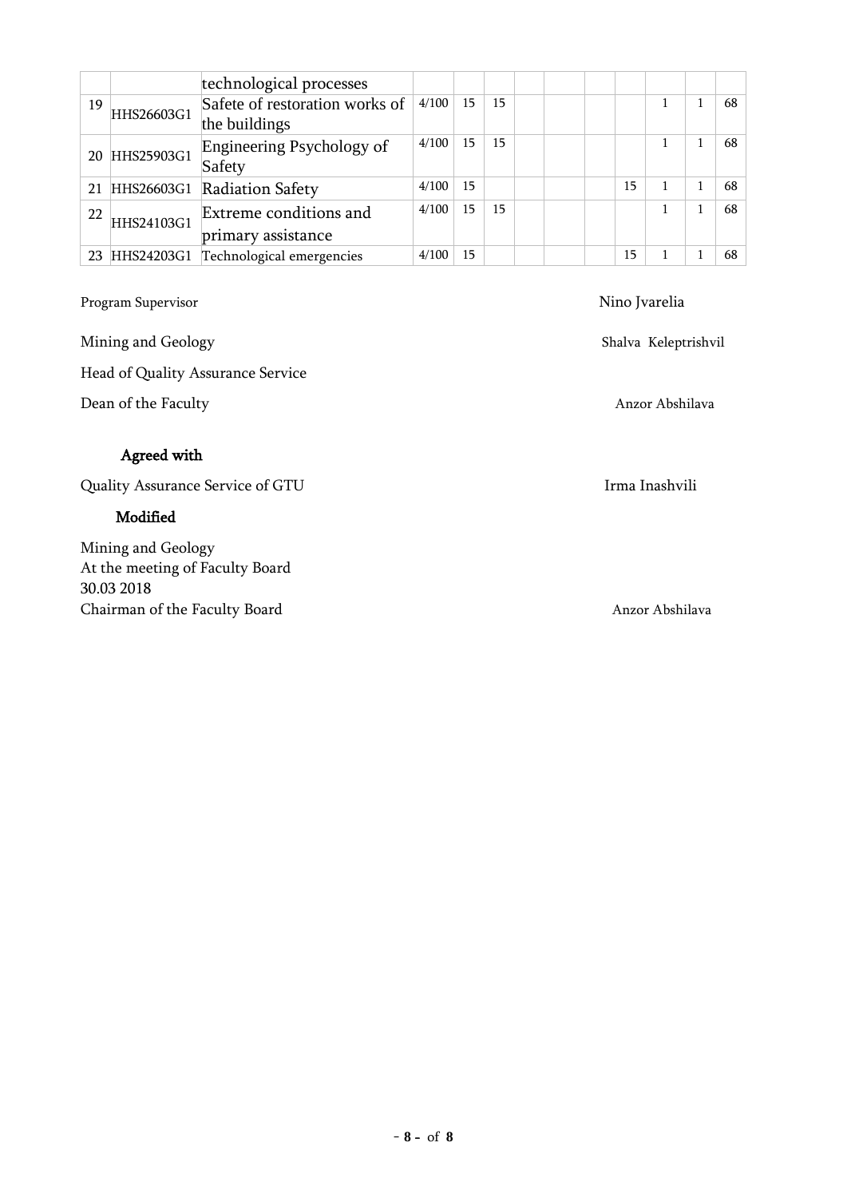| | | | | | | | | | | | | |
|---|---|---|---|---|---|---|---|---|---|---|---|---|
| | | technological processes | | | | | | | | | | |
| 19 | HHS26603G1 | Safete of restoration works of the buildings | 4/100 | 15 | 15 | | | | | 1 | 1 | 68 |
| 20 | HHS25903G1 | Engineering Psychology of Safety | 4/100 | 15 | 15 | | | | | 1 | 1 | 68 |
| 21 | HHS26603G1 | Radiation Safety | 4/100 | 15 | | | | | 15 | 1 | 1 | 68 |
| 22 | HHS24103G1 | Extreme conditions and primary assistance | 4/100 | 15 | 15 | | | | | 1 | 1 | 68 |
| 23 | HHS24203G1 | Technological emergencies | 4/100 | 15 | | | | | 15 | 1 | 1 | 68 |

Program Supervisor — Nino Jvarelia

Mining and Geology — Shalva Keleptrishvil

Head of Quality Assurance Service

Dean of the Faculty — Anzor Abshilava

**Agreed with**

Quality Assurance Service of GTU — Irma Inashvili

**Modified**

Mining and Geology
At the meeting of Faculty Board
30.03 2018
Chairman of the Faculty Board — Anzor Abshilava